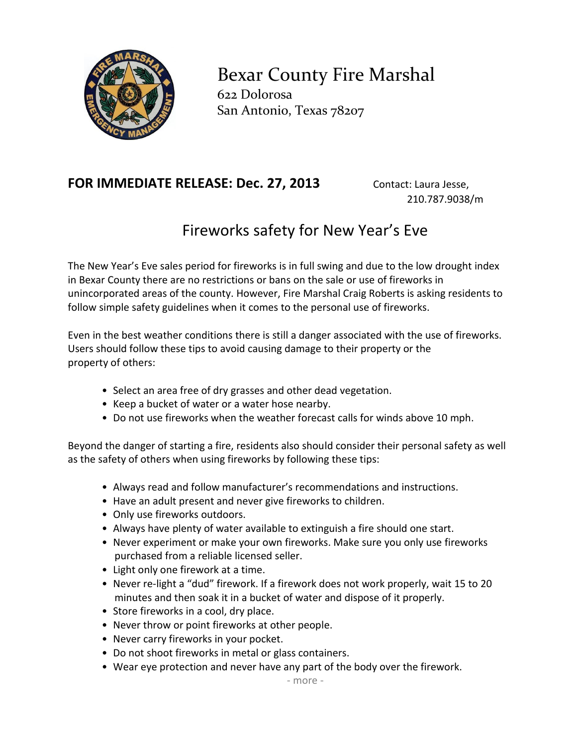# Bexar County Fire Marshal

622 Dolorosa
San Antonio, Texas 78207

**FOR IMMEDIATE RELEASE: Dec. 27, 2013**

Contact: Laura Jesse,
210.787.9038/m

## Fireworks safety for New Year's Eve

The New Year's Eve sales period for fireworks is in full swing and due to the low drought index in Bexar County there are no restrictions or bans on the sale or use of fireworks in unincorporated areas of the county. However, Fire Marshal Craig Roberts is asking residents to follow simple safety guidelines when it comes to the personal use of fireworks.

Even in the best weather conditions there is still a danger associated with the use of fireworks. Users should follow these tips to avoid causing damage to their property or the property of others:

- Select an area free of dry grasses and other dead vegetation.
- Keep a bucket of water or a water hose nearby.
- Do not use fireworks when the weather forecast calls for winds above 10 mph.

Beyond the danger of starting a fire, residents also should consider their personal safety as well as the safety of others when using fireworks by following these tips:

- Always read and follow manufacturer's recommendations and instructions.
- Have an adult present and never give fireworks to children.
- Only use fireworks outdoors.
- Always have plenty of water available to extinguish a fire should one start.
- Never experiment or make your own fireworks. Make sure you only use fireworks purchased from a reliable licensed seller.
- Light only one firework at a time.
- Never re-light a "dud" firework. If a firework does not work properly, wait 15 to 20 minutes and then soak it in a bucket of water and dispose of it properly.
- Store fireworks in a cool, dry place.
- Never throw or point fireworks at other people.
- Never carry fireworks in your pocket.
- Do not shoot fireworks in metal or glass containers.
- Wear eye protection and never have any part of the body over the firework.

- more -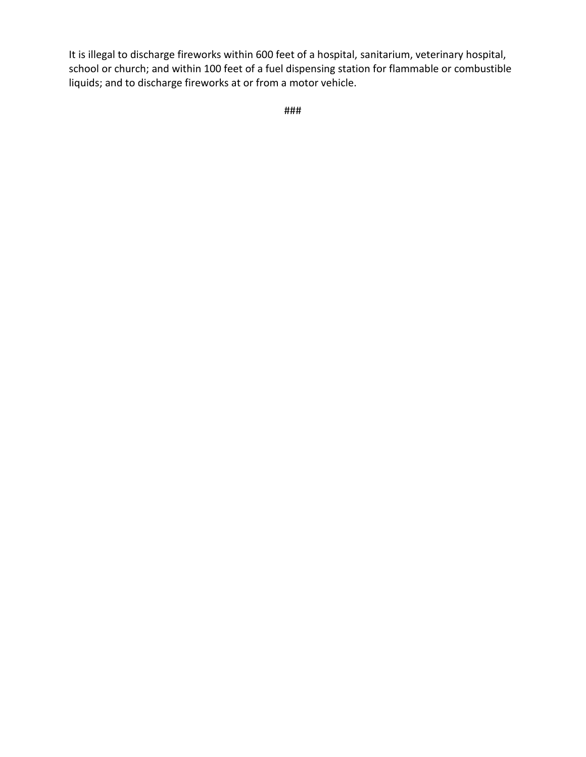It is illegal to discharge fireworks within 600 feet of a hospital, sanitarium, veterinary hospital, school or church; and within 100 feet of a fuel dispensing station for flammable or combustible liquids; and to discharge fireworks at or from a motor vehicle.

###